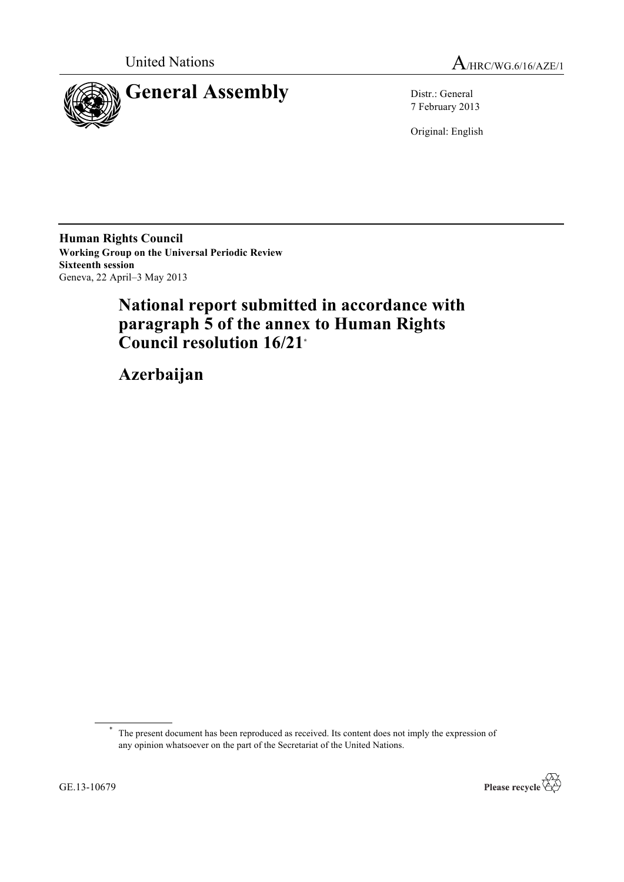United Nations A/HRC/WG.6/16/AZE/1

# General Assembly

Distr.: General
7 February 2013

Original: English

**Human Rights Council**
**Working Group on the Universal Periodic Review**
**Sixteenth session**
Geneva, 22 April–3 May 2013

## National report submitted in accordance with paragraph 5 of the annex to Human Rights Council resolution 16/21*

## Azerbaijan

\* The present document has been reproduced as received. Its content does not imply the expression of any opinion whatsoever on the part of the Secretariat of the United Nations.

GE.13-10679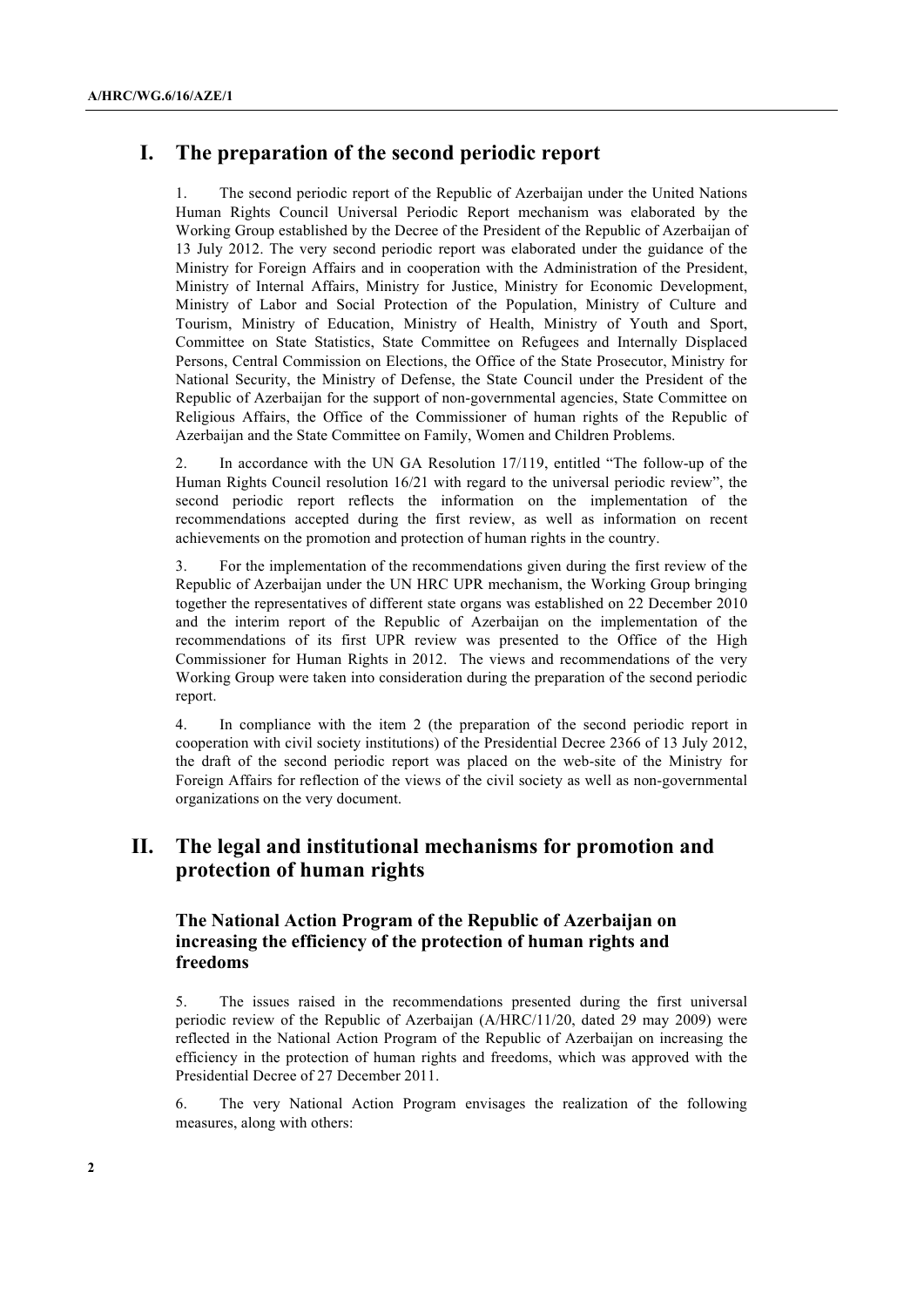# I. The preparation of the second periodic report

1. The second periodic report of the Republic of Azerbaijan under the United Nations Human Rights Council Universal Periodic Report mechanism was elaborated by the Working Group established by the Decree of the President of the Republic of Azerbaijan of 13 July 2012. The very second periodic report was elaborated under the guidance of the Ministry for Foreign Affairs and in cooperation with the Administration of the President, Ministry of Internal Affairs, Ministry for Justice, Ministry for Economic Development, Ministry of Labor and Social Protection of the Population, Ministry of Culture and Tourism, Ministry of Education, Ministry of Health, Ministry of Youth and Sport, Committee on State Statistics, State Committee on Refugees and Internally Displaced Persons, Central Commission on Elections, the Office of the State Prosecutor, Ministry for National Security, the Ministry of Defense, the State Council under the President of the Republic of Azerbaijan for the support of non-governmental agencies, State Committee on Religious Affairs, the Office of the Commissioner of human rights of the Republic of Azerbaijan and the State Committee on Family, Women and Children Problems.

2. In accordance with the UN GA Resolution 17/119, entitled "The follow-up of the Human Rights Council resolution 16/21 with regard to the universal periodic review", the second periodic report reflects the information on the implementation of the recommendations accepted during the first review, as well as information on recent achievements on the promotion and protection of human rights in the country.

3. For the implementation of the recommendations given during the first review of the Republic of Azerbaijan under the UN HRC UPR mechanism, the Working Group bringing together the representatives of different state organs was established on 22 December 2010 and the interim report of the Republic of Azerbaijan on the implementation of the recommendations of its first UPR review was presented to the Office of the High Commissioner for Human Rights in 2012. The views and recommendations of the very Working Group were taken into consideration during the preparation of the second periodic report.

4. In compliance with the item 2 (the preparation of the second periodic report in cooperation with civil society institutions) of the Presidential Decree 2366 of 13 July 2012, the draft of the second periodic report was placed on the web-site of the Ministry for Foreign Affairs for reflection of the views of the civil society as well as non-governmental organizations on the very document.

# II. The legal and institutional mechanisms for promotion and protection of human rights

### The National Action Program of the Republic of Azerbaijan on increasing the efficiency of the protection of human rights and freedoms

5. The issues raised in the recommendations presented during the first universal periodic review of the Republic of Azerbaijan (A/HRC/11/20, dated 29 may 2009) were reflected in the National Action Program of the Republic of Azerbaijan on increasing the efficiency in the protection of human rights and freedoms, which was approved with the Presidential Decree of 27 December 2011.

6. The very National Action Program envisages the realization of the following measures, along with others: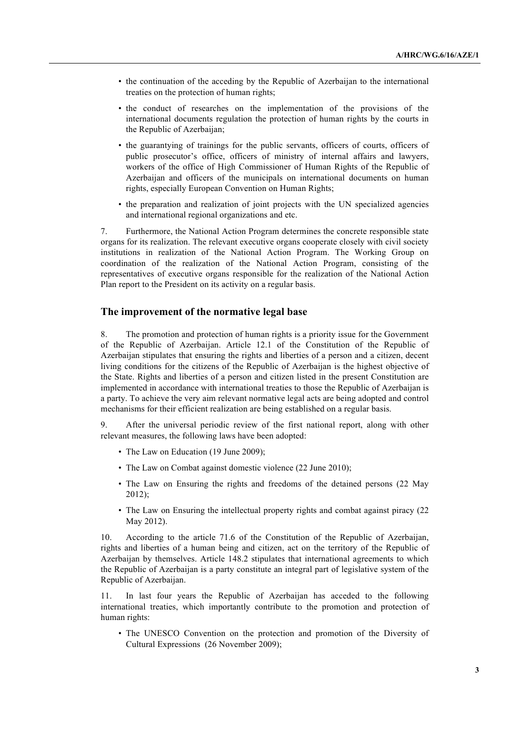- the continuation of the acceding by the Republic of Azerbaijan to the international treaties on the protection of human rights;
- the conduct of researches on the implementation of the provisions of the international documents regulation the protection of human rights by the courts in the Republic of Azerbaijan;
- the guarantying of trainings for the public servants, officers of courts, officers of public prosecutor's office, officers of ministry of internal affairs and lawyers, workers of the office of High Commissioner of Human Rights of the Republic of Azerbaijan and officers of the municipals on international documents on human rights, especially European Convention on Human Rights;
- the preparation and realization of joint projects with the UN specialized agencies and international regional organizations and etc.

7. Furthermore, the National Action Program determines the concrete responsible state organs for its realization. The relevant executive organs cooperate closely with civil society institutions in realization of the National Action Program. The Working Group on coordination of the realization of the National Action Program, consisting of the representatives of executive organs responsible for the realization of the National Action Plan report to the President on its activity on a regular basis.

## The improvement of the normative legal base

8. The promotion and protection of human rights is a priority issue for the Government of the Republic of Azerbaijan. Article 12.1 of the Constitution of the Republic of Azerbaijan stipulates that ensuring the rights and liberties of a person and a citizen, decent living conditions for the citizens of the Republic of Azerbaijan is the highest objective of the State. Rights and liberties of a person and citizen listed in the present Constitution are implemented in accordance with international treaties to those the Republic of Azerbaijan is a party. To achieve the very aim relevant normative legal acts are being adopted and control mechanisms for their efficient realization are being established on a regular basis.

9. After the universal periodic review of the first national report, along with other relevant measures, the following laws have been adopted:

- The Law on Education (19 June 2009);
- The Law on Combat against domestic violence (22 June 2010);
- The Law on Ensuring the rights and freedoms of the detained persons (22 May 2012);
- The Law on Ensuring the intellectual property rights and combat against piracy (22 May 2012).

10. According to the article 71.6 of the Constitution of the Republic of Azerbaijan, rights and liberties of a human being and citizen, act on the territory of the Republic of Azerbaijan by themselves. Article 148.2 stipulates that international agreements to which the Republic of Azerbaijan is a party constitute an integral part of legislative system of the Republic of Azerbaijan.

11. In last four years the Republic of Azerbaijan has acceded to the following international treaties, which importantly contribute to the promotion and protection of human rights:

- The UNESCO Convention on the protection and promotion of the Diversity of Cultural Expressions (26 November 2009);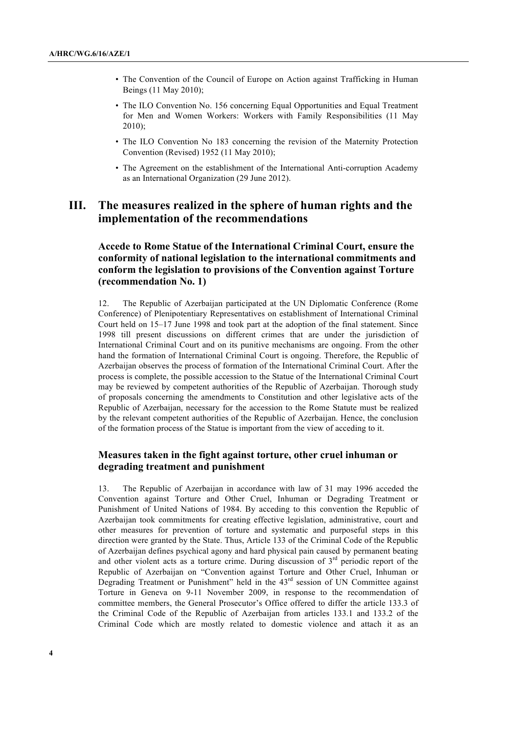- The Convention of the Council of Europe on Action against Trafficking in Human Beings (11 May 2010);
- The ILO Convention No. 156 concerning Equal Opportunities and Equal Treatment for Men and Women Workers: Workers with Family Responsibilities (11 May 2010);
- The ILO Convention No 183 concerning the revision of the Maternity Protection Convention (Revised) 1952 (11 May 2010);
- The Agreement on the establishment of the International Anti-corruption Academy as an International Organization (29 June 2012).

## III. The measures realized in the sphere of human rights and the implementation of the recommendations

### Accede to Rome Statue of the International Criminal Court, ensure the conformity of national legislation to the international commitments and conform the legislation to provisions of the Convention against Torture (recommendation No. 1)

12. The Republic of Azerbaijan participated at the UN Diplomatic Conference (Rome Conference) of Plenipotentiary Representatives on establishment of International Criminal Court held on 15–17 June 1998 and took part at the adoption of the final statement. Since 1998 till present discussions on different crimes that are under the jurisdiction of International Criminal Court and on its punitive mechanisms are ongoing. From the other hand the formation of International Criminal Court is ongoing. Therefore, the Republic of Azerbaijan observes the process of formation of the International Criminal Court. After the process is complete, the possible accession to the Statue of the International Criminal Court may be reviewed by competent authorities of the Republic of Azerbaijan. Thorough study of proposals concerning the amendments to Constitution and other legislative acts of the Republic of Azerbaijan, necessary for the accession to the Rome Statute must be realized by the relevant competent authorities of the Republic of Azerbaijan. Hence, the conclusion of the formation process of the Statue is important from the view of acceding to it.

### Measures taken in the fight against torture, other cruel inhuman or degrading treatment and punishment

13. The Republic of Azerbaijan in accordance with law of 31 may 1996 acceded the Convention against Torture and Other Cruel, Inhuman or Degrading Treatment or Punishment of United Nations of 1984. By acceding to this convention the Republic of Azerbaijan took commitments for creating effective legislation, administrative, court and other measures for prevention of torture and systematic and purposeful steps in this direction were granted by the State. Thus, Article 133 of the Criminal Code of the Republic of Azerbaijan defines psychical agony and hard physical pain caused by permanent beating and other violent acts as a torture crime. During discussion of 3rd periodic report of the Republic of Azerbaijan on "Convention against Torture and Other Cruel, Inhuman or Degrading Treatment or Punishment" held in the 43rd session of UN Committee against Torture in Geneva on 9-11 November 2009, in response to the recommendation of committee members, the General Prosecutor's Office offered to differ the article 133.3 of the Criminal Code of the Republic of Azerbaijan from articles 133.1 and 133.2 of the Criminal Code which are mostly related to domestic violence and attach it as an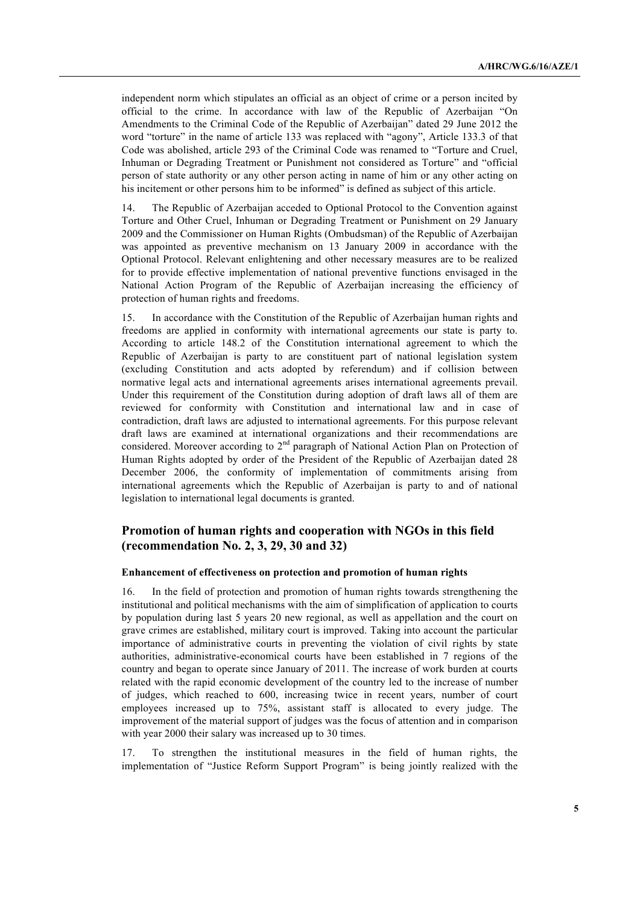independent norm which stipulates an official as an object of crime or a person incited by official to the crime. In accordance with law of the Republic of Azerbaijan "On Amendments to the Criminal Code of the Republic of Azerbaijan" dated 29 June 2012 the word "torture" in the name of article 133 was replaced with "agony", Article 133.3 of that Code was abolished, article 293 of the Criminal Code was renamed to "Torture and Cruel, Inhuman or Degrading Treatment or Punishment not considered as Torture" and "official person of state authority or any other person acting in name of him or any other acting on his incitement or other persons him to be informed" is defined as subject of this article.

14. The Republic of Azerbaijan acceded to Optional Protocol to the Convention against Torture and Other Cruel, Inhuman or Degrading Treatment or Punishment on 29 January 2009 and the Commissioner on Human Rights (Ombudsman) of the Republic of Azerbaijan was appointed as preventive mechanism on 13 January 2009 in accordance with the Optional Protocol. Relevant enlightening and other necessary measures are to be realized for to provide effective implementation of national preventive functions envisaged in the National Action Program of the Republic of Azerbaijan increasing the efficiency of protection of human rights and freedoms.

15. In accordance with the Constitution of the Republic of Azerbaijan human rights and freedoms are applied in conformity with international agreements our state is party to. According to article 148.2 of the Constitution international agreement to which the Republic of Azerbaijan is party to are constituent part of national legislation system (excluding Constitution and acts adopted by referendum) and if collision between normative legal acts and international agreements arises international agreements prevail. Under this requirement of the Constitution during adoption of draft laws all of them are reviewed for conformity with Constitution and international law and in case of contradiction, draft laws are adjusted to international agreements. For this purpose relevant draft laws are examined at international organizations and their recommendations are considered. Moreover according to 2nd paragraph of National Action Plan on Protection of Human Rights adopted by order of the President of the Republic of Azerbaijan dated 28 December 2006, the conformity of implementation of commitments arising from international agreements which the Republic of Azerbaijan is party to and of national legislation to international legal documents is granted.

## Promotion of human rights and cooperation with NGOs in this field (recommendation No. 2, 3, 29, 30 and 32)

### Enhancement of effectiveness on protection and promotion of human rights

16. In the field of protection and promotion of human rights towards strengthening the institutional and political mechanisms with the aim of simplification of application to courts by population during last 5 years 20 new regional, as well as appellation and the court on grave crimes are established, military court is improved. Taking into account the particular importance of administrative courts in preventing the violation of civil rights by state authorities, administrative-economical courts have been established in 7 regions of the country and began to operate since January of 2011. The increase of work burden at courts related with the rapid economic development of the country led to the increase of number of judges, which reached to 600, increasing twice in recent years, number of court employees increased up to 75%, assistant staff is allocated to every judge. The improvement of the material support of judges was the focus of attention and in comparison with year 2000 their salary was increased up to 30 times.

17. To strengthen the institutional measures in the field of human rights, the implementation of "Justice Reform Support Program" is being jointly realized with the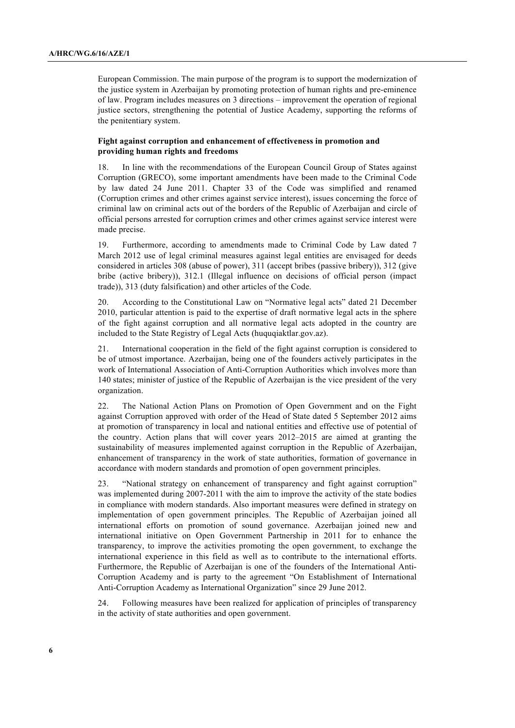European Commission. The main purpose of the program is to support the modernization of the justice system in Azerbaijan by promoting protection of human rights and pre-eminence of law. Program includes measures on 3 directions – improvement the operation of regional justice sectors, strengthening the potential of Justice Academy, supporting the reforms of the penitentiary system.

**Fight against corruption and enhancement of effectiveness in promotion and providing human rights and freedoms**

18. In line with the recommendations of the European Council Group of States against Corruption (GRECO), some important amendments have been made to the Criminal Code by law dated 24 June 2011. Chapter 33 of the Code was simplified and renamed (Corruption crimes and other crimes against service interest), issues concerning the force of criminal law on criminal acts out of the borders of the Republic of Azerbaijan and circle of official persons arrested for corruption crimes and other crimes against service interest were made precise.

19. Furthermore, according to amendments made to Criminal Code by Law dated 7 March 2012 use of legal criminal measures against legal entities are envisaged for deeds considered in articles 308 (abuse of power), 311 (accept bribes (passive bribery)), 312 (give bribe (active bribery)), 312.1 (Illegal influence on decisions of official person (impact trade)), 313 (duty falsification) and other articles of the Code.

20. According to the Constitutional Law on "Normative legal acts" dated 21 December 2010, particular attention is paid to the expertise of draft normative legal acts in the sphere of the fight against corruption and all normative legal acts adopted in the country are included to the State Registry of Legal Acts (huquqiaktlar.gov.az).

21. International cooperation in the field of the fight against corruption is considered to be of utmost importance. Azerbaijan, being one of the founders actively participates in the work of International Association of Anti-Corruption Authorities which involves more than 140 states; minister of justice of the Republic of Azerbaijan is the vice president of the very organization.

22. The National Action Plans on Promotion of Open Government and on the Fight against Corruption approved with order of the Head of State dated 5 September 2012 aims at promotion of transparency in local and national entities and effective use of potential of the country. Action plans that will cover years 2012–2015 are aimed at granting the sustainability of measures implemented against corruption in the Republic of Azerbaijan, enhancement of transparency in the work of state authorities, formation of governance in accordance with modern standards and promotion of open government principles.

23. "National strategy on enhancement of transparency and fight against corruption" was implemented during 2007-2011 with the aim to improve the activity of the state bodies in compliance with modern standards. Also important measures were defined in strategy on implementation of open government principles. The Republic of Azerbaijan joined all international efforts on promotion of sound governance. Azerbaijan joined new and international initiative on Open Government Partnership in 2011 for to enhance the transparency, to improve the activities promoting the open government, to exchange the international experience in this field as well as to contribute to the international efforts. Furthermore, the Republic of Azerbaijan is one of the founders of the International Anti-Corruption Academy and is party to the agreement "On Establishment of International Anti-Corruption Academy as International Organization" since 29 June 2012.

24. Following measures have been realized for application of principles of transparency in the activity of state authorities and open government.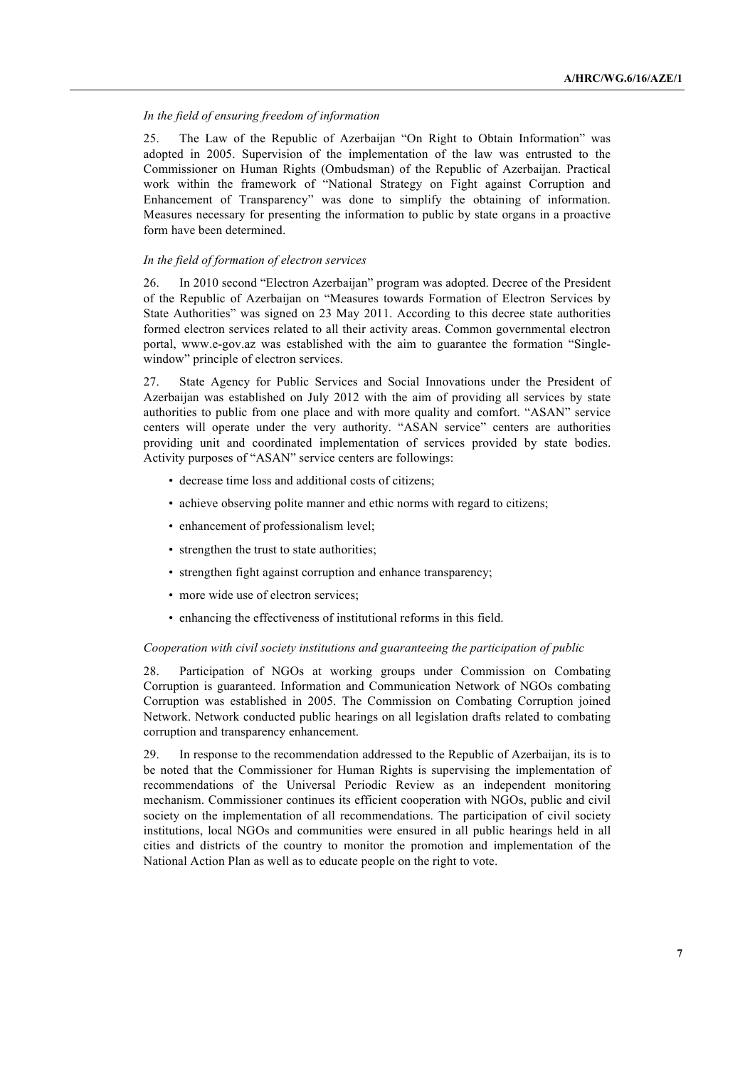*In the field of ensuring freedom of information*

25. The Law of the Republic of Azerbaijan "On Right to Obtain Information" was adopted in 2005. Supervision of the implementation of the law was entrusted to the Commissioner on Human Rights (Ombudsman) of the Republic of Azerbaijan. Practical work within the framework of "National Strategy on Fight against Corruption and Enhancement of Transparency" was done to simplify the obtaining of information. Measures necessary for presenting the information to public by state organs in a proactive form have been determined.

*In the field of formation of electron services*

26. In 2010 second "Electron Azerbaijan" program was adopted. Decree of the President of the Republic of Azerbaijan on "Measures towards Formation of Electron Services by State Authorities" was signed on 23 May 2011. According to this decree state authorities formed electron services related to all their activity areas. Common governmental electron portal, www.e-gov.az was established with the aim to guarantee the formation "Single-window" principle of electron services.

27. State Agency for Public Services and Social Innovations under the President of Azerbaijan was established on July 2012 with the aim of providing all services by state authorities to public from one place and with more quality and comfort. "ASAN" service centers will operate under the very authority. "ASAN service" centers are authorities providing unit and coordinated implementation of services provided by state bodies. Activity purposes of "ASAN" service centers are followings:

- decrease time loss and additional costs of citizens;
- achieve observing polite manner and ethic norms with regard to citizens;
- enhancement of professionalism level;
- strengthen the trust to state authorities;
- strengthen fight against corruption and enhance transparency;
- more wide use of electron services;
- enhancing the effectiveness of institutional reforms in this field.

*Cooperation with civil society institutions and guaranteeing the participation of public*

28. Participation of NGOs at working groups under Commission on Combating Corruption is guaranteed. Information and Communication Network of NGOs combating Corruption was established in 2005. The Commission on Combating Corruption joined Network. Network conducted public hearings on all legislation drafts related to combating corruption and transparency enhancement.

29. In response to the recommendation addressed to the Republic of Azerbaijan, its is to be noted that the Commissioner for Human Rights is supervising the implementation of recommendations of the Universal Periodic Review as an independent monitoring mechanism. Commissioner continues its efficient cooperation with NGOs, public and civil society on the implementation of all recommendations. The participation of civil society institutions, local NGOs and communities were ensured in all public hearings held in all cities and districts of the country to monitor the promotion and implementation of the National Action Plan as well as to educate people on the right to vote.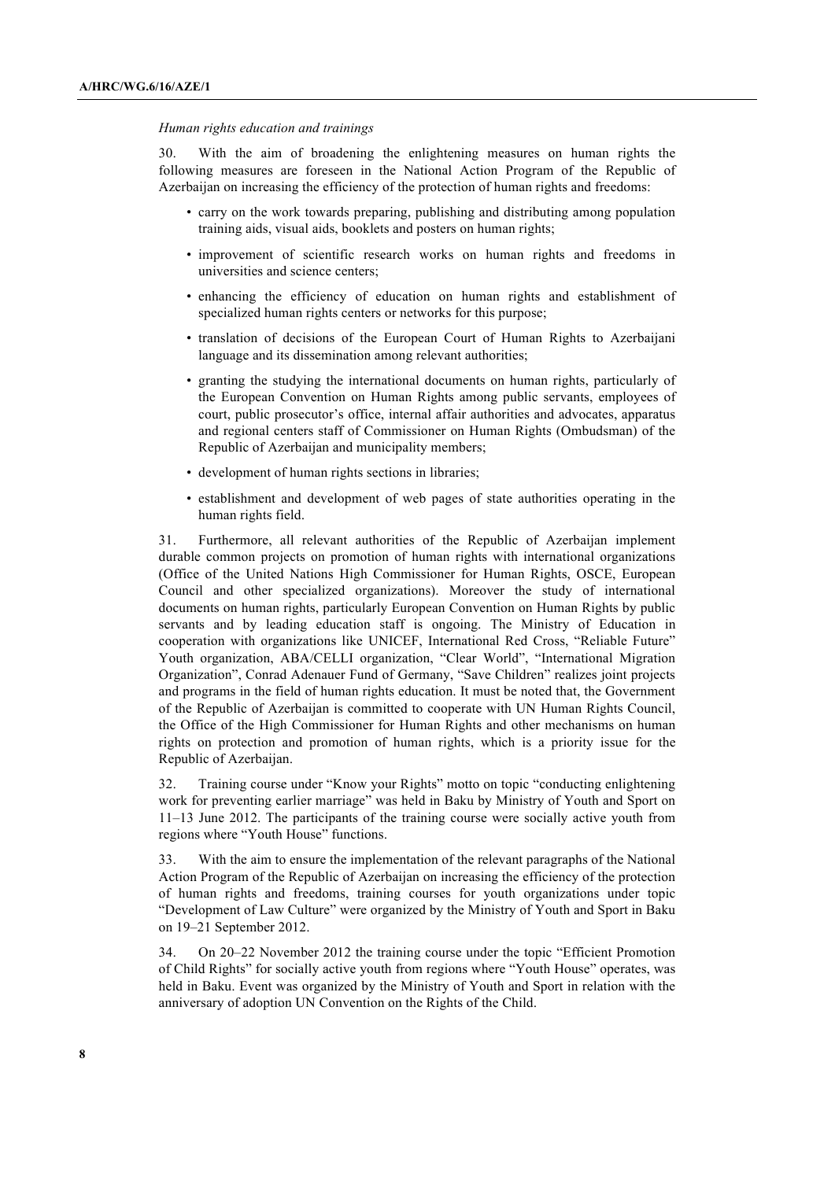*Human rights education and trainings*

30. With the aim of broadening the enlightening measures on human rights the following measures are foreseen in the National Action Program of the Republic of Azerbaijan on increasing the efficiency of the protection of human rights and freedoms:

- carry on the work towards preparing, publishing and distributing among population training aids, visual aids, booklets and posters on human rights;
- improvement of scientific research works on human rights and freedoms in universities and science centers;
- enhancing the efficiency of education on human rights and establishment of specialized human rights centers or networks for this purpose;
- translation of decisions of the European Court of Human Rights to Azerbaijani language and its dissemination among relevant authorities;
- granting the studying the international documents on human rights, particularly of the European Convention on Human Rights among public servants, employees of court, public prosecutor's office, internal affair authorities and advocates, apparatus and regional centers staff of Commissioner on Human Rights (Ombudsman) of the Republic of Azerbaijan and municipality members;
- development of human rights sections in libraries;
- establishment and development of web pages of state authorities operating in the human rights field.

31. Furthermore, all relevant authorities of the Republic of Azerbaijan implement durable common projects on promotion of human rights with international organizations (Office of the United Nations High Commissioner for Human Rights, OSCE, European Council and other specialized organizations). Moreover the study of international documents on human rights, particularly European Convention on Human Rights by public servants and by leading education staff is ongoing. The Ministry of Education in cooperation with organizations like UNICEF, International Red Cross, "Reliable Future" Youth organization, ABA/CELLI organization, "Clear World", "International Migration Organization", Conrad Adenauer Fund of Germany, "Save Children" realizes joint projects and programs in the field of human rights education. It must be noted that, the Government of the Republic of Azerbaijan is committed to cooperate with UN Human Rights Council, the Office of the High Commissioner for Human Rights and other mechanisms on human rights on protection and promotion of human rights, which is a priority issue for the Republic of Azerbaijan.

32. Training course under "Know your Rights" motto on topic "conducting enlightening work for preventing earlier marriage" was held in Baku by Ministry of Youth and Sport on 11–13 June 2012. The participants of the training course were socially active youth from regions where "Youth House" functions.

33. With the aim to ensure the implementation of the relevant paragraphs of the National Action Program of the Republic of Azerbaijan on increasing the efficiency of the protection of human rights and freedoms, training courses for youth organizations under topic "Development of Law Culture" were organized by the Ministry of Youth and Sport in Baku on 19–21 September 2012.

34. On 20–22 November 2012 the training course under the topic "Efficient Promotion of Child Rights" for socially active youth from regions where "Youth House" operates, was held in Baku. Event was organized by the Ministry of Youth and Sport in relation with the anniversary of adoption UN Convention on the Rights of the Child.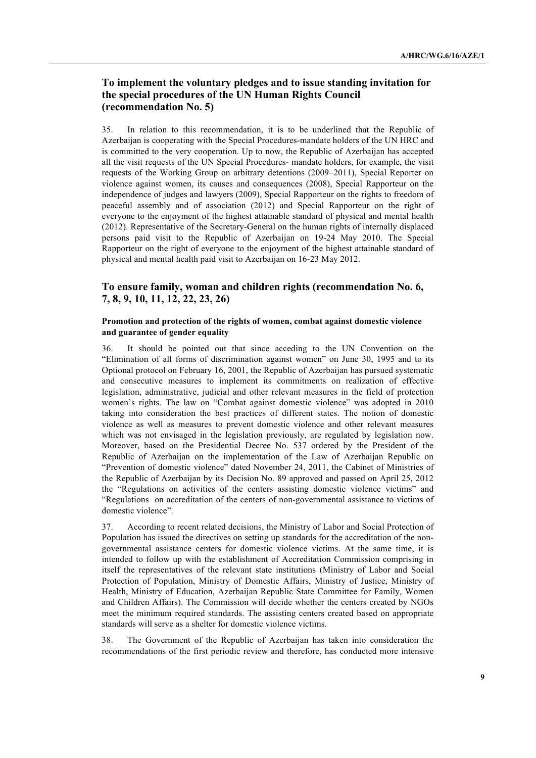## To implement the voluntary pledges and to issue standing invitation for the special procedures of the UN Human Rights Council (recommendation No. 5)

35. In relation to this recommendation, it is to be underlined that the Republic of Azerbaijan is cooperating with the Special Procedures-mandate holders of the UN HRC and is committed to the very cooperation. Up to now, the Republic of Azerbaijan has accepted all the visit requests of the UN Special Procedures- mandate holders, for example, the visit requests of the Working Group on arbitrary detentions (2009–2011), Special Reporter on violence against women, its causes and consequences (2008), Special Rapporteur on the independence of judges and lawyers (2009), Special Rapporteur on the rights to freedom of peaceful assembly and of association (2012) and Special Rapporteur on the right of everyone to the enjoyment of the highest attainable standard of physical and mental health (2012). Representative of the Secretary-General on the human rights of internally displaced persons paid visit to the Republic of Azerbaijan on 19-24 May 2010. The Special Rapporteur on the right of everyone to the enjoyment of the highest attainable standard of physical and mental health paid visit to Azerbaijan on 16-23 May 2012.

## To ensure family, woman and children rights (recommendation No. 6, 7, 8, 9, 10, 11, 12, 22, 23, 26)

### Promotion and protection of the rights of women, combat against domestic violence and guarantee of gender equality

36. It should be pointed out that since acceding to the UN Convention on the "Elimination of all forms of discrimination against women" on June 30, 1995 and to its Optional protocol on February 16, 2001, the Republic of Azerbaijan has pursued systematic and consecutive measures to implement its commitments on realization of effective legislation, administrative, judicial and other relevant measures in the field of protection women's rights. The law on "Combat against domestic violence" was adopted in 2010 taking into consideration the best practices of different states. The notion of domestic violence as well as measures to prevent domestic violence and other relevant measures which was not envisaged in the legislation previously, are regulated by legislation now. Moreover, based on the Presidential Decree No. 537 ordered by the President of the Republic of Azerbaijan on the implementation of the Law of Azerbaijan Republic on "Prevention of domestic violence" dated November 24, 2011, the Cabinet of Ministries of the Republic of Azerbaijan by its Decision No. 89 approved and passed on April 25, 2012 the "Regulations on activities of the centers assisting domestic violence victims" and "Regulations on accreditation of the centers of non-governmental assistance to victims of domestic violence".

37. According to recent related decisions, the Ministry of Labor and Social Protection of Population has issued the directives on setting up standards for the accreditation of the non-governmental assistance centers for domestic violence victims. At the same time, it is intended to follow up with the establishment of Accreditation Commission comprising in itself the representatives of the relevant state institutions (Ministry of Labor and Social Protection of Population, Ministry of Domestic Affairs, Ministry of Justice, Ministry of Health, Ministry of Education, Azerbaijan Republic State Committee for Family, Women and Children Affairs). The Commission will decide whether the centers created by NGOs meet the minimum required standards. The assisting centers created based on appropriate standards will serve as a shelter for domestic violence victims.

38. The Government of the Republic of Azerbaijan has taken into consideration the recommendations of the first periodic review and therefore, has conducted more intensive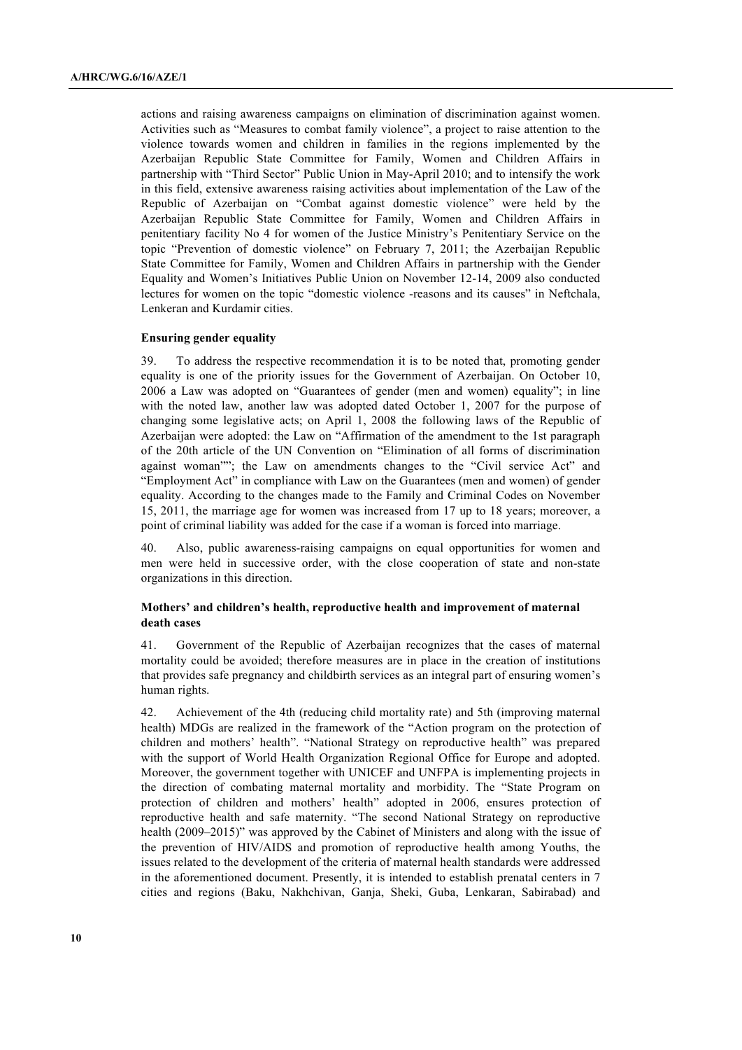actions and raising awareness campaigns on elimination of discrimination against women. Activities such as "Measures to combat family violence", a project to raise attention to the violence towards women and children in families in the regions implemented by the Azerbaijan Republic State Committee for Family, Women and Children Affairs in partnership with "Third Sector" Public Union in May-April 2010; and to intensify the work in this field, extensive awareness raising activities about implementation of the Law of the Republic of Azerbaijan on "Combat against domestic violence" were held by the Azerbaijan Republic State Committee for Family, Women and Children Affairs in penitentiary facility No 4 for women of the Justice Ministry's Penitentiary Service on the topic "Prevention of domestic violence" on February 7, 2011; the Azerbaijan Republic State Committee for Family, Women and Children Affairs in partnership with the Gender Equality and Women's Initiatives Public Union on November 12-14, 2009 also conducted lectures for women on the topic "domestic violence -reasons and its causes" in Neftchala, Lenkeran and Kurdamir cities.

**Ensuring gender equality**

39. To address the respective recommendation it is to be noted that, promoting gender equality is one of the priority issues for the Government of Azerbaijan. On October 10, 2006 a Law was adopted on "Guarantees of gender (men and women) equality"; in line with the noted law, another law was adopted dated October 1, 2007 for the purpose of changing some legislative acts; on April 1, 2008 the following laws of the Republic of Azerbaijan were adopted: the Law on "Affirmation of the amendment to the 1st paragraph of the 20th article of the UN Convention on "Elimination of all forms of discrimination against woman""; the Law on amendments changes to the "Civil service Act" and "Employment Act" in compliance with Law on the Guarantees (men and women) of gender equality. According to the changes made to the Family and Criminal Codes on November 15, 2011, the marriage age for women was increased from 17 up to 18 years; moreover, a point of criminal liability was added for the case if a woman is forced into marriage.

40. Also, public awareness-raising campaigns on equal opportunities for women and men were held in successive order, with the close cooperation of state and non-state organizations in this direction.

**Mothers' and children's health, reproductive health and improvement of maternal death cases**

41. Government of the Republic of Azerbaijan recognizes that the cases of maternal mortality could be avoided; therefore measures are in place in the creation of institutions that provides safe pregnancy and childbirth services as an integral part of ensuring women's human rights.

42. Achievement of the 4th (reducing child mortality rate) and 5th (improving maternal health) MDGs are realized in the framework of the "Action program on the protection of children and mothers' health". "National Strategy on reproductive health" was prepared with the support of World Health Organization Regional Office for Europe and adopted. Moreover, the government together with UNICEF and UNFPA is implementing projects in the direction of combating maternal mortality and morbidity. The "State Program on protection of children and mothers' health" adopted in 2006, ensures protection of reproductive health and safe maternity. "The second National Strategy on reproductive health (2009–2015)" was approved by the Cabinet of Ministers and along with the issue of the prevention of HIV/AIDS and promotion of reproductive health among Youths, the issues related to the development of the criteria of maternal health standards were addressed in the aforementioned document. Presently, it is intended to establish prenatal centers in 7 cities and regions (Baku, Nakhchivan, Ganja, Sheki, Guba, Lenkaran, Sabirabad) and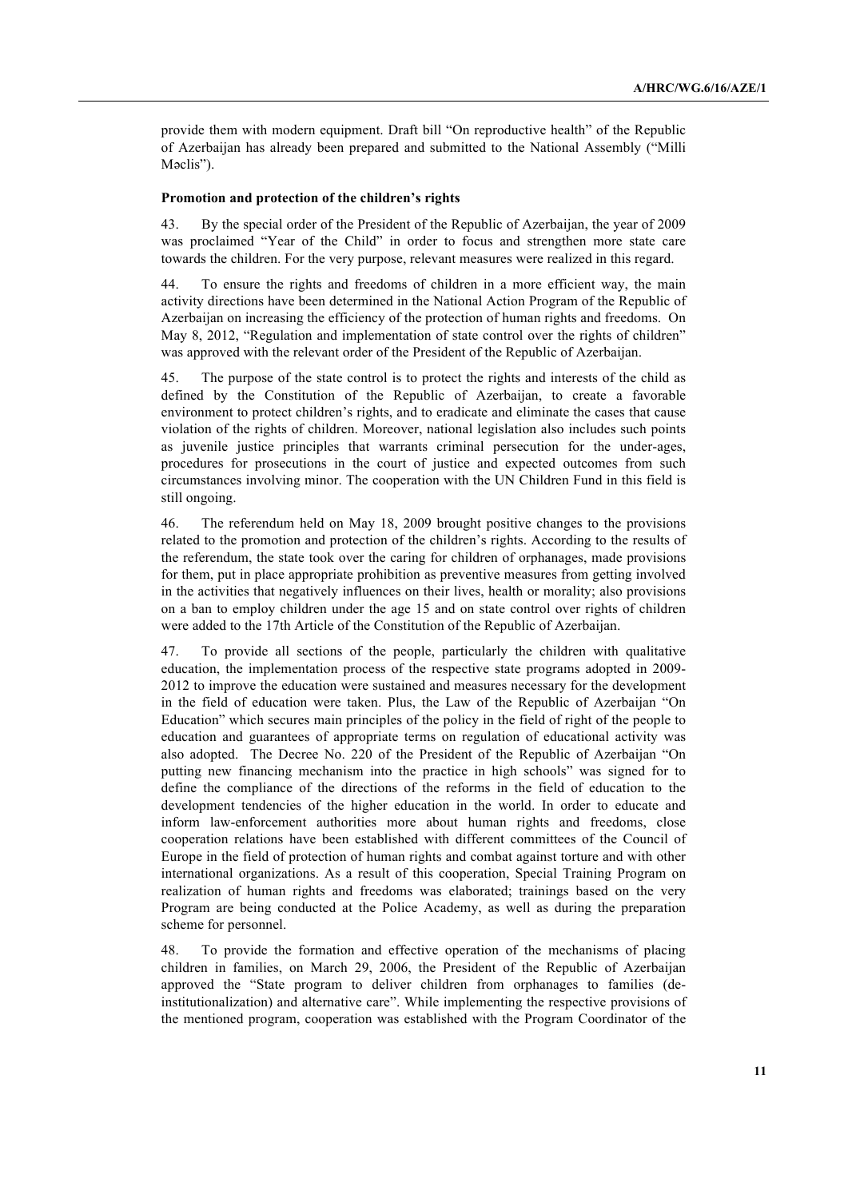provide them with modern equipment. Draft bill "On reproductive health" of the Republic of Azerbaijan has already been prepared and submitted to the National Assembly ("Milli Məclis").

**Promotion and protection of the children's rights**

43. By the special order of the President of the Republic of Azerbaijan, the year of 2009 was proclaimed "Year of the Child" in order to focus and strengthen more state care towards the children. For the very purpose, relevant measures were realized in this regard.

44. To ensure the rights and freedoms of children in a more efficient way, the main activity directions have been determined in the National Action Program of the Republic of Azerbaijan on increasing the efficiency of the protection of human rights and freedoms. On May 8, 2012, "Regulation and implementation of state control over the rights of children" was approved with the relevant order of the President of the Republic of Azerbaijan.

45. The purpose of the state control is to protect the rights and interests of the child as defined by the Constitution of the Republic of Azerbaijan, to create a favorable environment to protect children's rights, and to eradicate and eliminate the cases that cause violation of the rights of children. Moreover, national legislation also includes such points as juvenile justice principles that warrants criminal persecution for the under-ages, procedures for prosecutions in the court of justice and expected outcomes from such circumstances involving minor. The cooperation with the UN Children Fund in this field is still ongoing.

46. The referendum held on May 18, 2009 brought positive changes to the provisions related to the promotion and protection of the children's rights. According to the results of the referendum, the state took over the caring for children of orphanages, made provisions for them, put in place appropriate prohibition as preventive measures from getting involved in the activities that negatively influences on their lives, health or morality; also provisions on a ban to employ children under the age 15 and on state control over rights of children were added to the 17th Article of the Constitution of the Republic of Azerbaijan.

47. To provide all sections of the people, particularly the children with qualitative education, the implementation process of the respective state programs adopted in 2009-2012 to improve the education were sustained and measures necessary for the development in the field of education were taken. Plus, the Law of the Republic of Azerbaijan "On Education" which secures main principles of the policy in the field of right of the people to education and guarantees of appropriate terms on regulation of educational activity was also adopted. The Decree No. 220 of the President of the Republic of Azerbaijan "On putting new financing mechanism into the practice in high schools" was signed for to define the compliance of the directions of the reforms in the field of education to the development tendencies of the higher education in the world. In order to educate and inform law-enforcement authorities more about human rights and freedoms, close cooperation relations have been established with different committees of the Council of Europe in the field of protection of human rights and combat against torture and with other international organizations. As a result of this cooperation, Special Training Program on realization of human rights and freedoms was elaborated; trainings based on the very Program are being conducted at the Police Academy, as well as during the preparation scheme for personnel.

48. To provide the formation and effective operation of the mechanisms of placing children in families, on March 29, 2006, the President of the Republic of Azerbaijan approved the "State program to deliver children from orphanages to families (de-institutionalization) and alternative care". While implementing the respective provisions of the mentioned program, cooperation was established with the Program Coordinator of the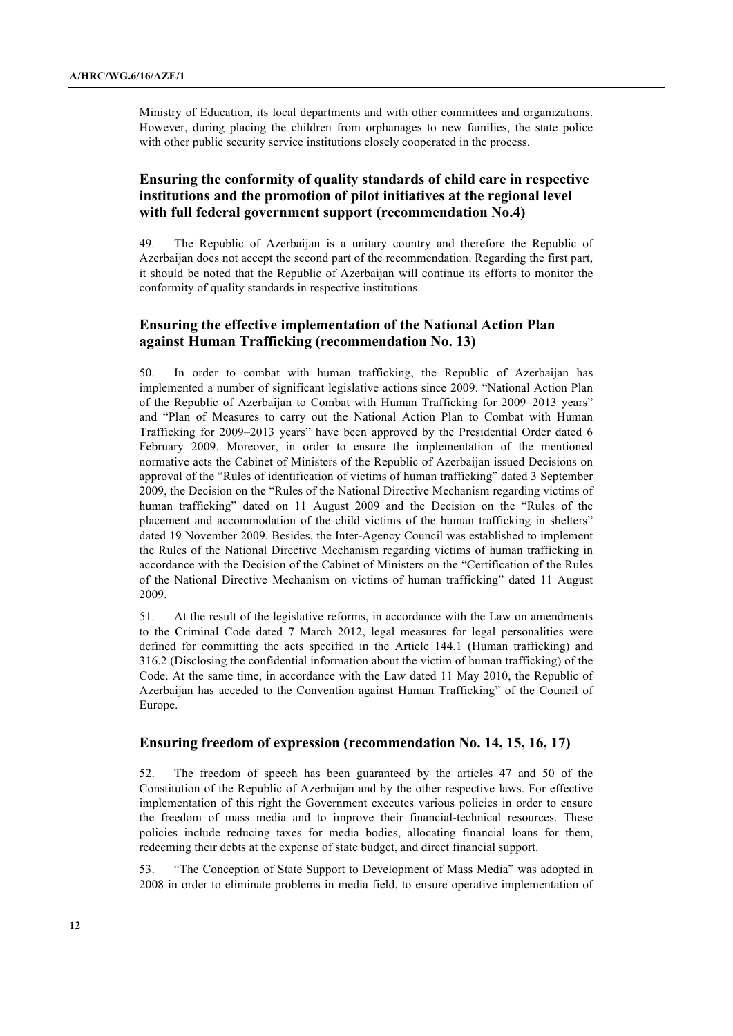Ministry of Education, its local departments and with other committees and organizations. However, during placing the children from orphanages to new families, the state police with other public security service institutions closely cooperated in the process.

### Ensuring the conformity of quality standards of child care in respective institutions and the promotion of pilot initiatives at the regional level with full federal government support (recommendation No.4)

49. The Republic of Azerbaijan is a unitary country and therefore the Republic of Azerbaijan does not accept the second part of the recommendation. Regarding the first part, it should be noted that the Republic of Azerbaijan will continue its efforts to monitor the conformity of quality standards in respective institutions.

### Ensuring the effective implementation of the National Action Plan against Human Trafficking (recommendation No. 13)

50. In order to combat with human trafficking, the Republic of Azerbaijan has implemented a number of significant legislative actions since 2009. "National Action Plan of the Republic of Azerbaijan to Combat with Human Trafficking for 2009–2013 years" and "Plan of Measures to carry out the National Action Plan to Combat with Human Trafficking for 2009–2013 years" have been approved by the Presidential Order dated 6 February 2009. Moreover, in order to ensure the implementation of the mentioned normative acts the Cabinet of Ministers of the Republic of Azerbaijan issued Decisions on approval of the "Rules of identification of victims of human trafficking" dated 3 September 2009, the Decision on the "Rules of the National Directive Mechanism regarding victims of human trafficking" dated on 11 August 2009 and the Decision on the "Rules of the placement and accommodation of the child victims of the human trafficking in shelters" dated 19 November 2009. Besides, the Inter-Agency Council was established to implement the Rules of the National Directive Mechanism regarding victims of human trafficking in accordance with the Decision of the Cabinet of Ministers on the "Certification of the Rules of the National Directive Mechanism on victims of human trafficking" dated 11 August 2009.

51. At the result of the legislative reforms, in accordance with the Law on amendments to the Criminal Code dated 7 March 2012, legal measures for legal personalities were defined for committing the acts specified in the Article 144.1 (Human trafficking) and 316.2 (Disclosing the confidential information about the victim of human trafficking) of the Code. At the same time, in accordance with the Law dated 11 May 2010, the Republic of Azerbaijan has acceded to the Convention against Human Trafficking" of the Council of Europe.

### Ensuring freedom of expression (recommendation No. 14, 15, 16, 17)

52. The freedom of speech has been guaranteed by the articles 47 and 50 of the Constitution of the Republic of Azerbaijan and by the other respective laws. For effective implementation of this right the Government executes various policies in order to ensure the freedom of mass media and to improve their financial-technical resources. These policies include reducing taxes for media bodies, allocating financial loans for them, redeeming their debts at the expense of state budget, and direct financial support.

53. "The Conception of State Support to Development of Mass Media" was adopted in 2008 in order to eliminate problems in media field, to ensure operative implementation of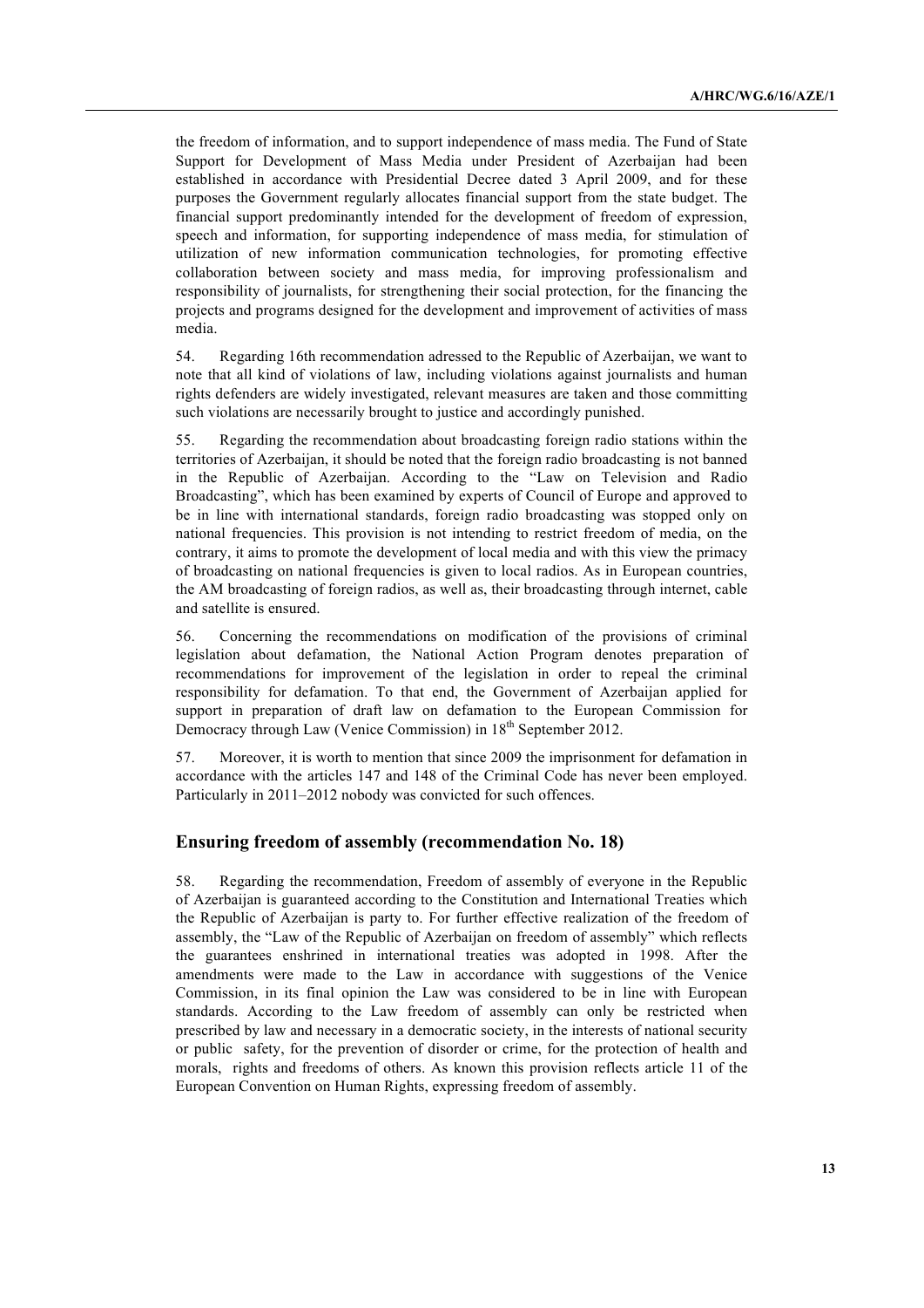the freedom of information, and to support independence of mass media. The Fund of State Support for Development of Mass Media under President of Azerbaijan had been established in accordance with Presidential Decree dated 3 April 2009, and for these purposes the Government regularly allocates financial support from the state budget. The financial support predominantly intended for the development of freedom of expression, speech and information, for supporting independence of mass media, for stimulation of utilization of new information communication technologies, for promoting effective collaboration between society and mass media, for improving professionalism and responsibility of journalists, for strengthening their social protection, for the financing the projects and programs designed for the development and improvement of activities of mass media.

54. Regarding 16th recommendation adressed to the Republic of Azerbaijan, we want to note that all kind of violations of law, including violations against journalists and human rights defenders are widely investigated, relevant measures are taken and those committing such violations are necessarily brought to justice and accordingly punished.

55. Regarding the recommendation about broadcasting foreign radio stations within the territories of Azerbaijan, it should be noted that the foreign radio broadcasting is not banned in the Republic of Azerbaijan. According to the "Law on Television and Radio Broadcasting", which has been examined by experts of Council of Europe and approved to be in line with international standards, foreign radio broadcasting was stopped only on national frequencies. This provision is not intending to restrict freedom of media, on the contrary, it aims to promote the development of local media and with this view the primacy of broadcasting on national frequencies is given to local radios. As in European countries, the AM broadcasting of foreign radios, as well as, their broadcasting through internet, cable and satellite is ensured.

56. Concerning the recommendations on modification of the provisions of criminal legislation about defamation, the National Action Program denotes preparation of recommendations for improvement of the legislation in order to repeal the criminal responsibility for defamation. To that end, the Government of Azerbaijan applied for support in preparation of draft law on defamation to the European Commission for Democracy through Law (Venice Commission) in 18th September 2012.

57. Moreover, it is worth to mention that since 2009 the imprisonment for defamation in accordance with the articles 147 and 148 of the Criminal Code has never been employed. Particularly in 2011–2012 nobody was convicted for such offences.

## Ensuring freedom of assembly (recommendation No. 18)

58. Regarding the recommendation, Freedom of assembly of everyone in the Republic of Azerbaijan is guaranteed according to the Constitution and International Treaties which the Republic of Azerbaijan is party to. For further effective realization of the freedom of assembly, the "Law of the Republic of Azerbaijan on freedom of assembly" which reflects the guarantees enshrined in international treaties was adopted in 1998. After the amendments were made to the Law in accordance with suggestions of the Venice Commission, in its final opinion the Law was considered to be in line with European standards. According to the Law freedom of assembly can only be restricted when prescribed by law and necessary in a democratic society, in the interests of national security or public safety, for the prevention of disorder or crime, for the protection of health and morals, rights and freedoms of others. As known this provision reflects article 11 of the European Convention on Human Rights, expressing freedom of assembly.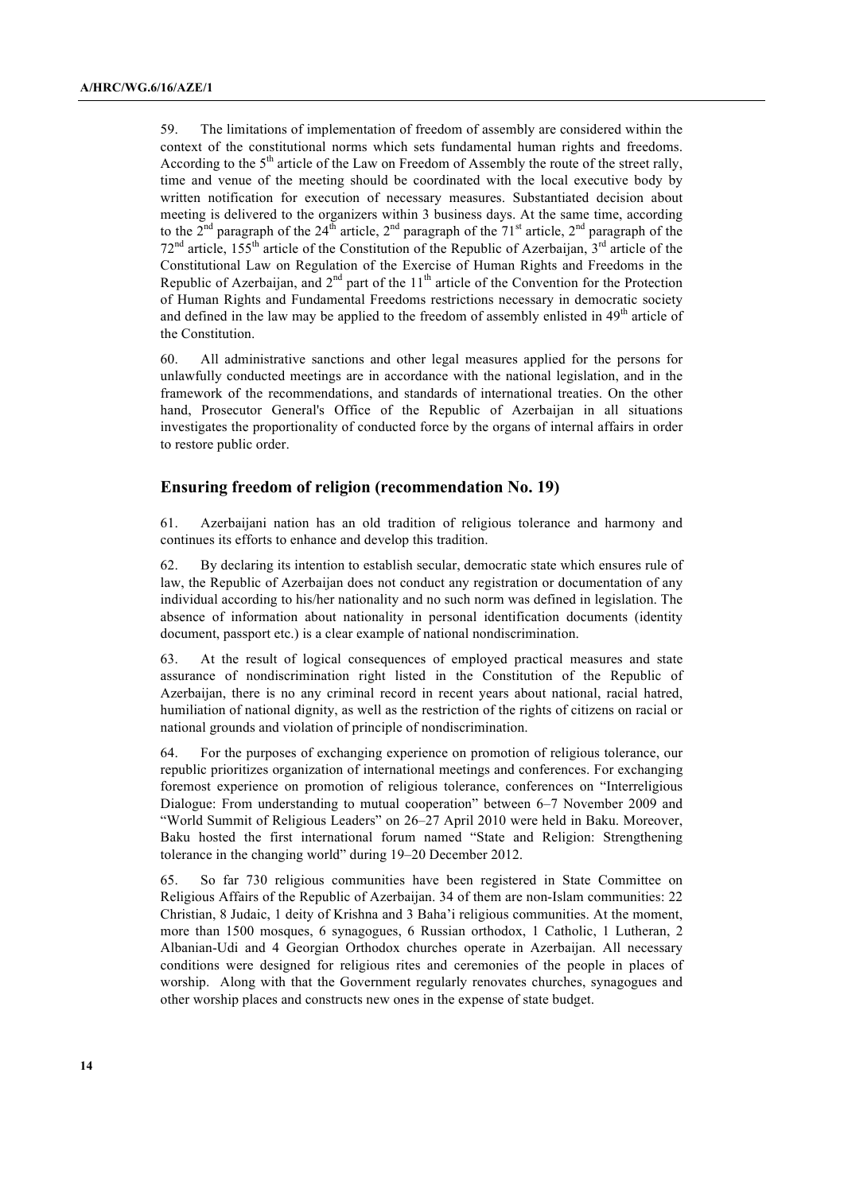59. The limitations of implementation of freedom of assembly are considered within the context of the constitutional norms which sets fundamental human rights and freedoms. According to the 5th article of the Law on Freedom of Assembly the route of the street rally, time and venue of the meeting should be coordinated with the local executive body by written notification for execution of necessary measures. Substantiated decision about meeting is delivered to the organizers within 3 business days. At the same time, according to the 2nd paragraph of the 24th article, 2nd paragraph of the 71st article, 2nd paragraph of the 72nd article, 155th article of the Constitution of the Republic of Azerbaijan, 3rd article of the Constitutional Law on Regulation of the Exercise of Human Rights and Freedoms in the Republic of Azerbaijan, and 2nd part of the 11th article of the Convention for the Protection of Human Rights and Fundamental Freedoms restrictions necessary in democratic society and defined in the law may be applied to the freedom of assembly enlisted in 49th article of the Constitution.

60. All administrative sanctions and other legal measures applied for the persons for unlawfully conducted meetings are in accordance with the national legislation, and in the framework of the recommendations, and standards of international treaties. On the other hand, Prosecutor General's Office of the Republic of Azerbaijan in all situations investigates the proportionality of conducted force by the organs of internal affairs in order to restore public order.

## Ensuring freedom of religion (recommendation No. 19)

61. Azerbaijani nation has an old tradition of religious tolerance and harmony and continues its efforts to enhance and develop this tradition.

62. By declaring its intention to establish secular, democratic state which ensures rule of law, the Republic of Azerbaijan does not conduct any registration or documentation of any individual according to his/her nationality and no such norm was defined in legislation. The absence of information about nationality in personal identification documents (identity document, passport etc.) is a clear example of national nondiscrimination.

63. At the result of logical consequences of employed practical measures and state assurance of nondiscrimination right listed in the Constitution of the Republic of Azerbaijan, there is no any criminal record in recent years about national, racial hatred, humiliation of national dignity, as well as the restriction of the rights of citizens on racial or national grounds and violation of principle of nondiscrimination.

64. For the purposes of exchanging experience on promotion of religious tolerance, our republic prioritizes organization of international meetings and conferences. For exchanging foremost experience on promotion of religious tolerance, conferences on "Interreligious Dialogue: From understanding to mutual cooperation" between 6–7 November 2009 and "World Summit of Religious Leaders" on 26–27 April 2010 were held in Baku. Moreover, Baku hosted the first international forum named "State and Religion: Strengthening tolerance in the changing world" during 19–20 December 2012.

65. So far 730 religious communities have been registered in State Committee on Religious Affairs of the Republic of Azerbaijan. 34 of them are non-Islam communities: 22 Christian, 8 Judaic, 1 deity of Krishna and 3 Baha'i religious communities. At the moment, more than 1500 mosques, 6 synagogues, 6 Russian orthodox, 1 Catholic, 1 Lutheran, 2 Albanian-Udi and 4 Georgian Orthodox churches operate in Azerbaijan. All necessary conditions were designed for religious rites and ceremonies of the people in places of worship. Along with that the Government regularly renovates churches, synagogues and other worship places and constructs new ones in the expense of state budget.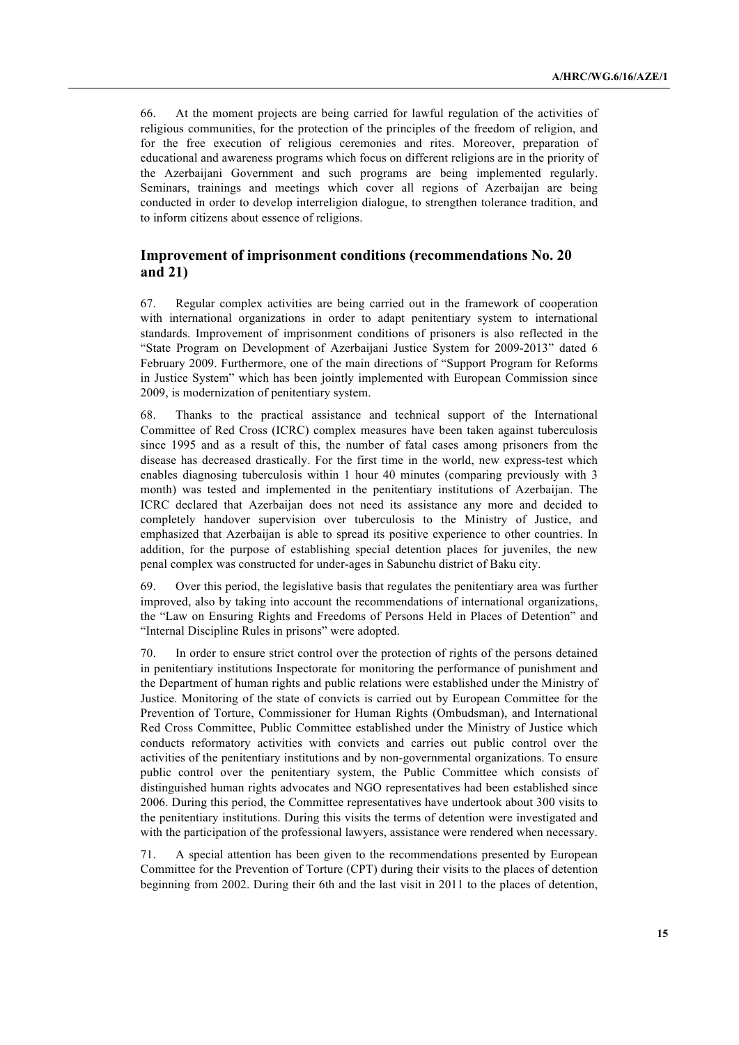66. At the moment projects are being carried for lawful regulation of the activities of religious communities, for the protection of the principles of the freedom of religion, and for the free execution of religious ceremonies and rites. Moreover, preparation of educational and awareness programs which focus on different religions are in the priority of the Azerbaijani Government and such programs are being implemented regularly. Seminars, trainings and meetings which cover all regions of Azerbaijan are being conducted in order to develop interreligion dialogue, to strengthen tolerance tradition, and to inform citizens about essence of religions.

## Improvement of imprisonment conditions (recommendations No. 20 and 21)

67. Regular complex activities are being carried out in the framework of cooperation with international organizations in order to adapt penitentiary system to international standards. Improvement of imprisonment conditions of prisoners is also reflected in the "State Program on Development of Azerbaijani Justice System for 2009-2013" dated 6 February 2009. Furthermore, one of the main directions of "Support Program for Reforms in Justice System" which has been jointly implemented with European Commission since 2009, is modernization of penitentiary system.

68. Thanks to the practical assistance and technical support of the International Committee of Red Cross (ICRC) complex measures have been taken against tuberculosis since 1995 and as a result of this, the number of fatal cases among prisoners from the disease has decreased drastically. For the first time in the world, new express-test which enables diagnosing tuberculosis within 1 hour 40 minutes (comparing previously with 3 month) was tested and implemented in the penitentiary institutions of Azerbaijan. The ICRC declared that Azerbaijan does not need its assistance any more and decided to completely handover supervision over tuberculosis to the Ministry of Justice, and emphasized that Azerbaijan is able to spread its positive experience to other countries. In addition, for the purpose of establishing special detention places for juveniles, the new penal complex was constructed for under-ages in Sabunchu district of Baku city.

69. Over this period, the legislative basis that regulates the penitentiary area was further improved, also by taking into account the recommendations of international organizations, the "Law on Ensuring Rights and Freedoms of Persons Held in Places of Detention" and "Internal Discipline Rules in prisons" were adopted.

70. In order to ensure strict control over the protection of rights of the persons detained in penitentiary institutions Inspectorate for monitoring the performance of punishment and the Department of human rights and public relations were established under the Ministry of Justice. Monitoring of the state of convicts is carried out by European Committee for the Prevention of Torture, Commissioner for Human Rights (Ombudsman), and International Red Cross Committee, Public Committee established under the Ministry of Justice which conducts reformatory activities with convicts and carries out public control over the activities of the penitentiary institutions and by non-governmental organizations. To ensure public control over the penitentiary system, the Public Committee which consists of distinguished human rights advocates and NGO representatives had been established since 2006. During this period, the Committee representatives have undertook about 300 visits to the penitentiary institutions. During this visits the terms of detention were investigated and with the participation of the professional lawyers, assistance were rendered when necessary.

71. A special attention has been given to the recommendations presented by European Committee for the Prevention of Torture (CPT) during their visits to the places of detention beginning from 2002. During their 6th and the last visit in 2011 to the places of detention,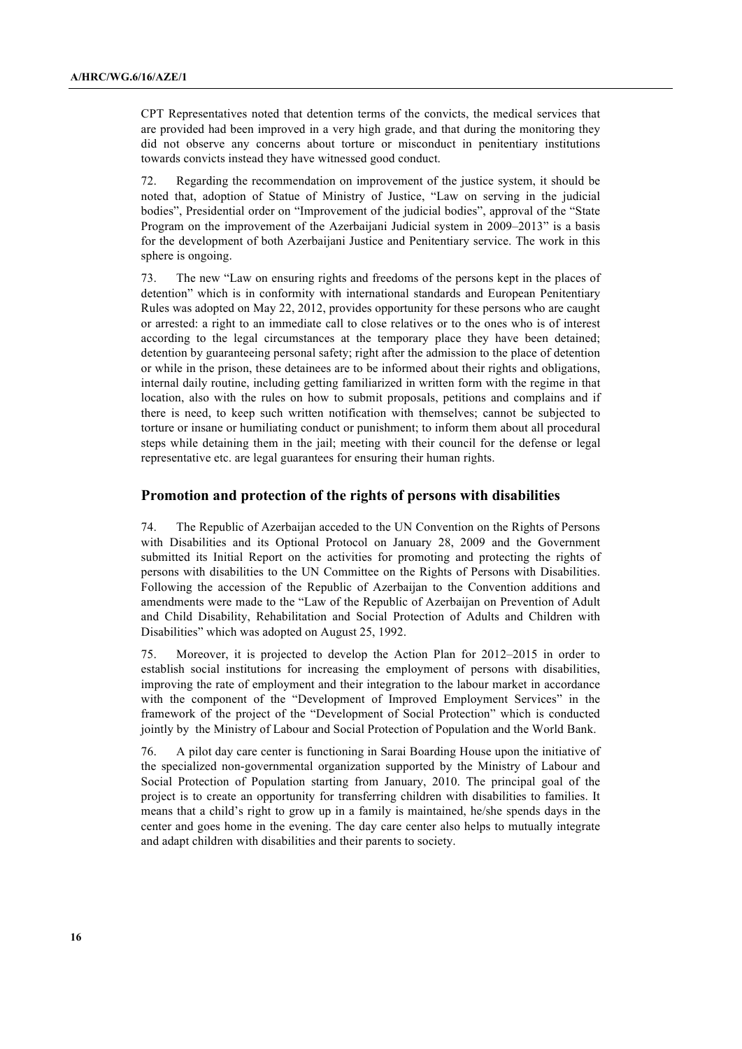CPT Representatives noted that detention terms of the convicts, the medical services that are provided had been improved in a very high grade, and that during the monitoring they did not observe any concerns about torture or misconduct in penitentiary institutions towards convicts instead they have witnessed good conduct.

72. Regarding the recommendation on improvement of the justice system, it should be noted that, adoption of Statue of Ministry of Justice, "Law on serving in the judicial bodies", Presidential order on "Improvement of the judicial bodies", approval of the "State Program on the improvement of the Azerbaijani Judicial system in 2009–2013" is a basis for the development of both Azerbaijani Justice and Penitentiary service. The work in this sphere is ongoing.

73. The new "Law on ensuring rights and freedoms of the persons kept in the places of detention" which is in conformity with international standards and European Penitentiary Rules was adopted on May 22, 2012, provides opportunity for these persons who are caught or arrested: a right to an immediate call to close relatives or to the ones who is of interest according to the legal circumstances at the temporary place they have been detained; detention by guaranteeing personal safety; right after the admission to the place of detention or while in the prison, these detainees are to be informed about their rights and obligations, internal daily routine, including getting familiarized in written form with the regime in that location, also with the rules on how to submit proposals, petitions and complains and if there is need, to keep such written notification with themselves; cannot be subjected to torture or insane or humiliating conduct or punishment; to inform them about all procedural steps while detaining them in the jail; meeting with their council for the defense or legal representative etc. are legal guarantees for ensuring their human rights.

## Promotion and protection of the rights of persons with disabilities

74. The Republic of Azerbaijan acceded to the UN Convention on the Rights of Persons with Disabilities and its Optional Protocol on January 28, 2009 and the Government submitted its Initial Report on the activities for promoting and protecting the rights of persons with disabilities to the UN Committee on the Rights of Persons with Disabilities. Following the accession of the Republic of Azerbaijan to the Convention additions and amendments were made to the "Law of the Republic of Azerbaijan on Prevention of Adult and Child Disability, Rehabilitation and Social Protection of Adults and Children with Disabilities" which was adopted on August 25, 1992.

75. Moreover, it is projected to develop the Action Plan for 2012–2015 in order to establish social institutions for increasing the employment of persons with disabilities, improving the rate of employment and their integration to the labour market in accordance with the component of the "Development of Improved Employment Services" in the framework of the project of the "Development of Social Protection" which is conducted jointly by the Ministry of Labour and Social Protection of Population and the World Bank.

76. A pilot day care center is functioning in Sarai Boarding House upon the initiative of the specialized non-governmental organization supported by the Ministry of Labour and Social Protection of Population starting from January, 2010. The principal goal of the project is to create an opportunity for transferring children with disabilities to families. It means that a child's right to grow up in a family is maintained, he/she spends days in the center and goes home in the evening. The day care center also helps to mutually integrate and adapt children with disabilities and their parents to society.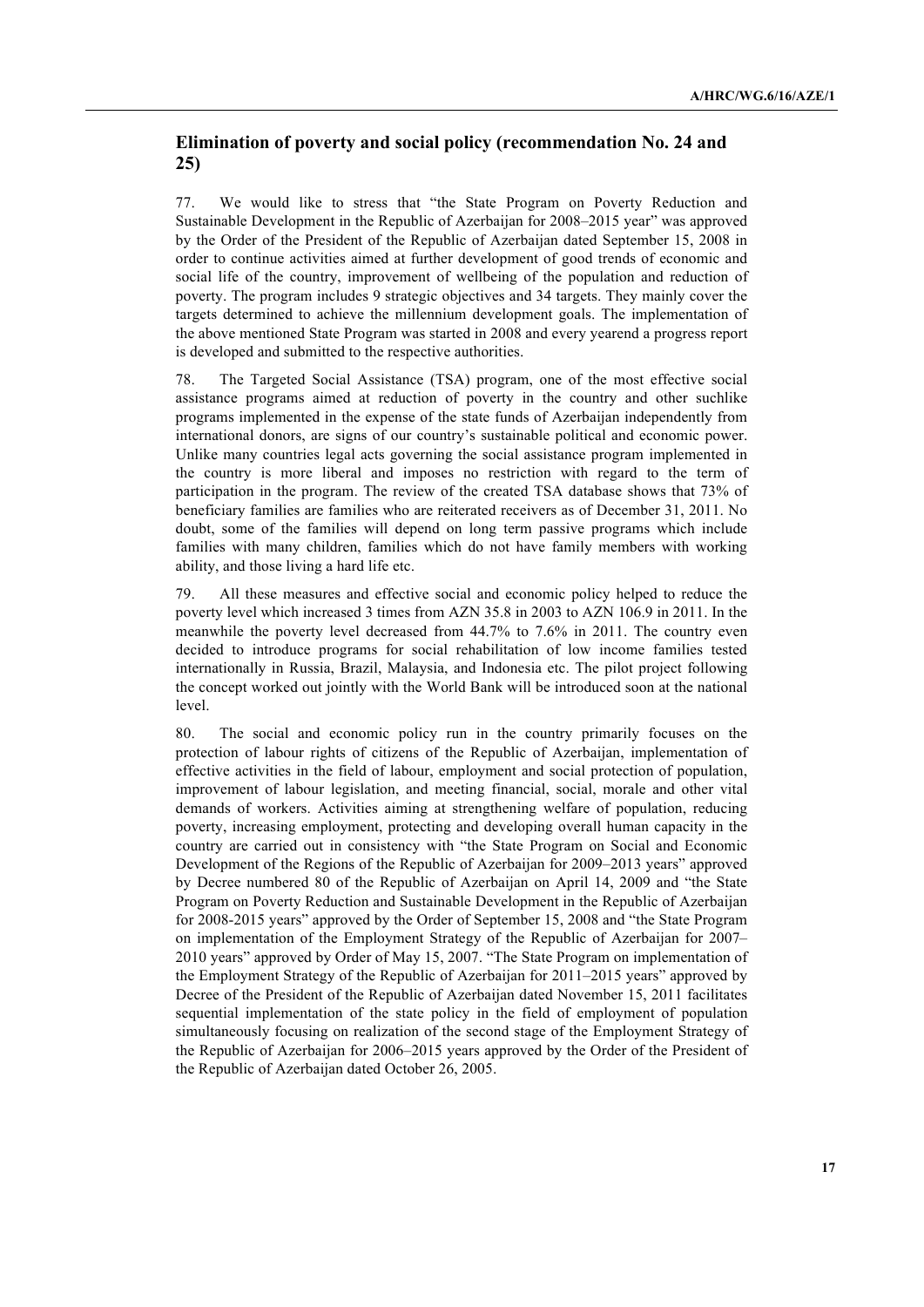## Elimination of poverty and social policy (recommendation No. 24 and 25)

77. We would like to stress that "the State Program on Poverty Reduction and Sustainable Development in the Republic of Azerbaijan for 2008–2015 year" was approved by the Order of the President of the Republic of Azerbaijan dated September 15, 2008 in order to continue activities aimed at further development of good trends of economic and social life of the country, improvement of wellbeing of the population and reduction of poverty. The program includes 9 strategic objectives and 34 targets. They mainly cover the targets determined to achieve the millennium development goals. The implementation of the above mentioned State Program was started in 2008 and every yearend a progress report is developed and submitted to the respective authorities.

78. The Targeted Social Assistance (TSA) program, one of the most effective social assistance programs aimed at reduction of poverty in the country and other suchlike programs implemented in the expense of the state funds of Azerbaijan independently from international donors, are signs of our country's sustainable political and economic power. Unlike many countries legal acts governing the social assistance program implemented in the country is more liberal and imposes no restriction with regard to the term of participation in the program. The review of the created TSA database shows that 73% of beneficiary families are families who are reiterated receivers as of December 31, 2011. No doubt, some of the families will depend on long term passive programs which include families with many children, families which do not have family members with working ability, and those living a hard life etc.

79. All these measures and effective social and economic policy helped to reduce the poverty level which increased 3 times from AZN 35.8 in 2003 to AZN 106.9 in 2011. In the meanwhile the poverty level decreased from 44.7% to 7.6% in 2011. The country even decided to introduce programs for social rehabilitation of low income families tested internationally in Russia, Brazil, Malaysia, and Indonesia etc. The pilot project following the concept worked out jointly with the World Bank will be introduced soon at the national level.

80. The social and economic policy run in the country primarily focuses on the protection of labour rights of citizens of the Republic of Azerbaijan, implementation of effective activities in the field of labour, employment and social protection of population, improvement of labour legislation, and meeting financial, social, morale and other vital demands of workers. Activities aiming at strengthening welfare of population, reducing poverty, increasing employment, protecting and developing overall human capacity in the country are carried out in consistency with "the State Program on Social and Economic Development of the Regions of the Republic of Azerbaijan for 2009–2013 years" approved by Decree numbered 80 of the Republic of Azerbaijan on April 14, 2009 and "the State Program on Poverty Reduction and Sustainable Development in the Republic of Azerbaijan for 2008-2015 years" approved by the Order of September 15, 2008 and "the State Program on implementation of the Employment Strategy of the Republic of Azerbaijan for 2007–2010 years" approved by Order of May 15, 2007. "The State Program on implementation of the Employment Strategy of the Republic of Azerbaijan for 2011–2015 years" approved by Decree of the President of the Republic of Azerbaijan dated November 15, 2011 facilitates sequential implementation of the state policy in the field of employment of population simultaneously focusing on realization of the second stage of the Employment Strategy of the Republic of Azerbaijan for 2006–2015 years approved by the Order of the President of the Republic of Azerbaijan dated October 26, 2005.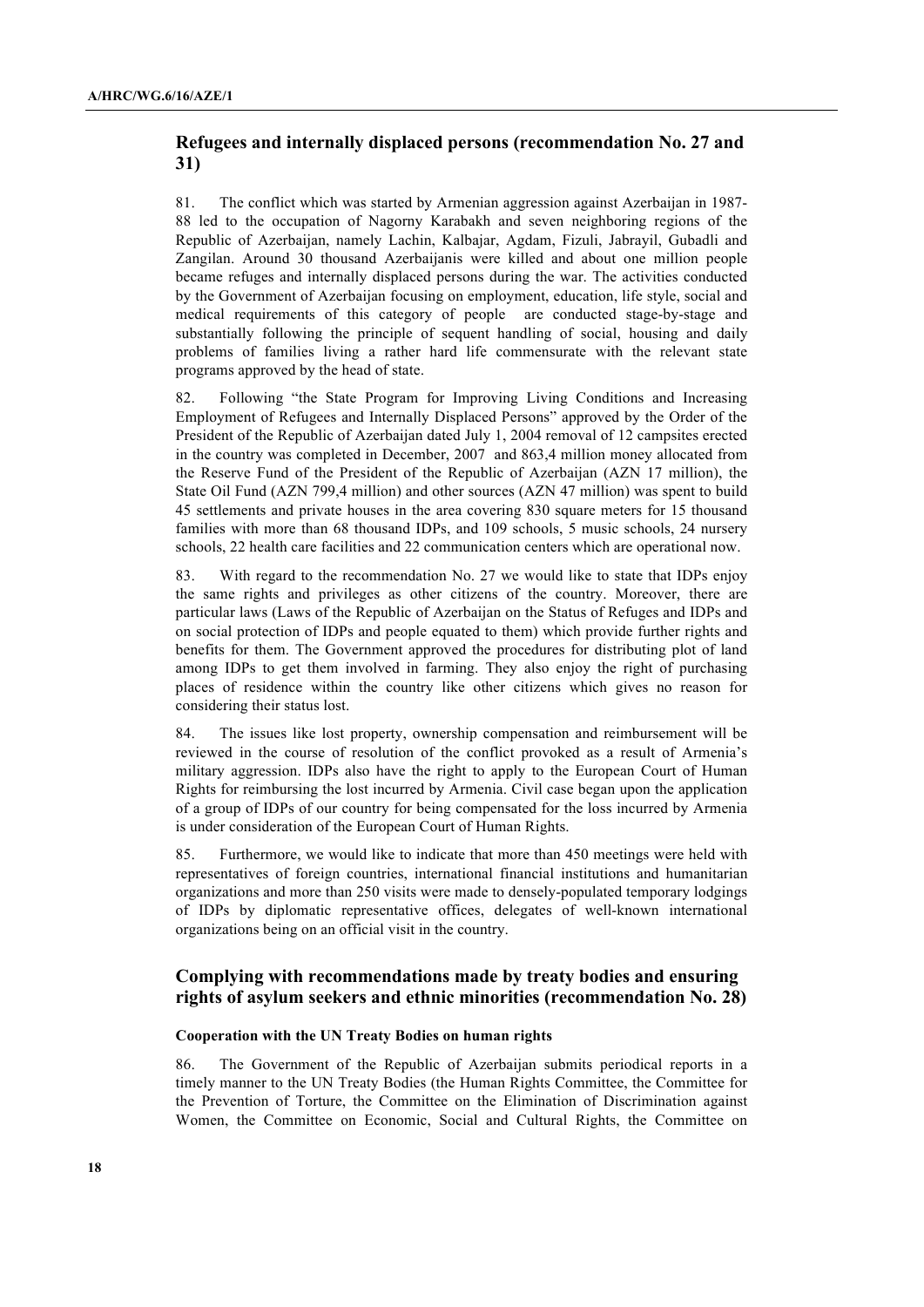## Refugees and internally displaced persons (recommendation No. 27 and 31)

81. The conflict which was started by Armenian aggression against Azerbaijan in 1987-88 led to the occupation of Nagorny Karabakh and seven neighboring regions of the Republic of Azerbaijan, namely Lachin, Kalbajar, Agdam, Fizuli, Jabrayil, Gubadli and Zangilan. Around 30 thousand Azerbaijanis were killed and about one million people became refuges and internally displaced persons during the war. The activities conducted by the Government of Azerbaijan focusing on employment, education, life style, social and medical requirements of this category of people are conducted stage-by-stage and substantially following the principle of sequent handling of social, housing and daily problems of families living a rather hard life commensurate with the relevant state programs approved by the head of state.

82. Following "the State Program for Improving Living Conditions and Increasing Employment of Refugees and Internally Displaced Persons" approved by the Order of the President of the Republic of Azerbaijan dated July 1, 2004 removal of 12 campsites erected in the country was completed in December, 2007 and 863,4 million money allocated from the Reserve Fund of the President of the Republic of Azerbaijan (AZN 17 million), the State Oil Fund (AZN 799,4 million) and other sources (AZN 47 million) was spent to build 45 settlements and private houses in the area covering 830 square meters for 15 thousand families with more than 68 thousand IDPs, and 109 schools, 5 music schools, 24 nursery schools, 22 health care facilities and 22 communication centers which are operational now.

83. With regard to the recommendation No. 27 we would like to state that IDPs enjoy the same rights and privileges as other citizens of the country. Moreover, there are particular laws (Laws of the Republic of Azerbaijan on the Status of Refuges and IDPs and on social protection of IDPs and people equated to them) which provide further rights and benefits for them. The Government approved the procedures for distributing plot of land among IDPs to get them involved in farming. They also enjoy the right of purchasing places of residence within the country like other citizens which gives no reason for considering their status lost.

84. The issues like lost property, ownership compensation and reimbursement will be reviewed in the course of resolution of the conflict provoked as a result of Armenia's military aggression. IDPs also have the right to apply to the European Court of Human Rights for reimbursing the lost incurred by Armenia. Civil case began upon the application of a group of IDPs of our country for being compensated for the loss incurred by Armenia is under consideration of the European Court of Human Rights.

85. Furthermore, we would like to indicate that more than 450 meetings were held with representatives of foreign countries, international financial institutions and humanitarian organizations and more than 250 visits were made to densely-populated temporary lodgings of IDPs by diplomatic representative offices, delegates of well-known international organizations being on an official visit in the country.

## Complying with recommendations made by treaty bodies and ensuring rights of asylum seekers and ethnic minorities (recommendation No. 28)

### Cooperation with the UN Treaty Bodies on human rights

86. The Government of the Republic of Azerbaijan submits periodical reports in a timely manner to the UN Treaty Bodies (the Human Rights Committee, the Committee for the Prevention of Torture, the Committee on the Elimination of Discrimination against Women, the Committee on Economic, Social and Cultural Rights, the Committee on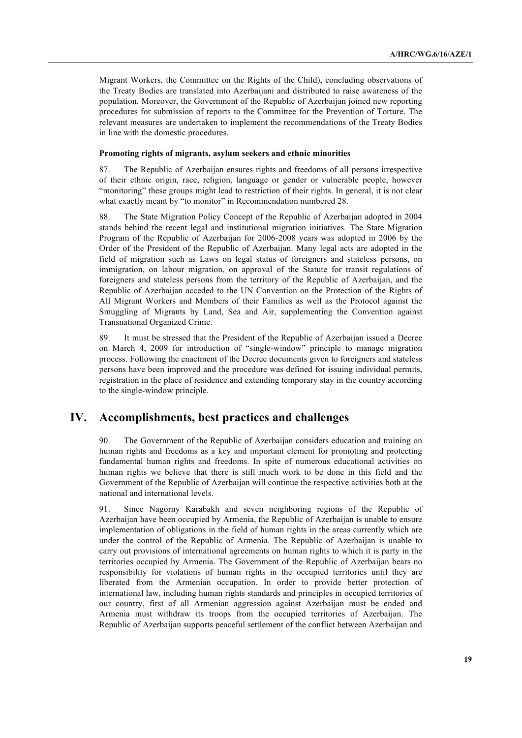Migrant Workers, the Committee on the Rights of the Child), concluding observations of the Treaty Bodies are translated into Azerbaijani and distributed to raise awareness of the population. Moreover, the Government of the Republic of Azerbaijan joined new reporting procedures for submission of reports to the Committee for the Prevention of Torture. The relevant measures are undertaken to implement the recommendations of the Treaty Bodies in line with the domestic procedures.

**Promoting rights of migrants, asylum seekers and ethnic minorities**

87. The Republic of Azerbaijan ensures rights and freedoms of all persons irrespective of their ethnic origin, race, religion, language or gender or vulnerable people, however "monitoring" these groups might lead to restriction of their rights. In general, it is not clear what exactly meant by "to monitor" in Recommendation numbered 28.

88. The State Migration Policy Concept of the Republic of Azerbaijan adopted in 2004 stands behind the recent legal and institutional migration initiatives. The State Migration Program of the Republic of Azerbaijan for 2006-2008 years was adopted in 2006 by the Order of the President of the Republic of Azerbaijan. Many legal acts are adopted in the field of migration such as Laws on legal status of foreigners and stateless persons, on immigration, on labour migration, on approval of the Statute for transit regulations of foreigners and stateless persons from the territory of the Republic of Azerbaijan, and the Republic of Azerbaijan acceded to the UN Convention on the Protection of the Rights of All Migrant Workers and Members of their Families as well as the Protocol against the Smuggling of Migrants by Land, Sea and Air, supplementing the Convention against Transnational Organized Crime.

89. It must be stressed that the President of the Republic of Azerbaijan issued a Decree on March 4, 2009 for introduction of "single-window" principle to manage migration process. Following the enactment of the Decree documents given to foreigners and stateless persons have been improved and the procedure was defined for issuing individual permits, registration in the place of residence and extending temporary stay in the country according to the single-window principle.

## IV. Accomplishments, best practices and challenges

90. The Government of the Republic of Azerbaijan considers education and training on human rights and freedoms as a key and important element for promoting and protecting fundamental human rights and freedoms. In spite of numerous educational activities on human rights we believe that there is still much work to be done in this field and the Government of the Republic of Azerbaijan will continue the respective activities both at the national and international levels.

91. Since Nagorny Karabakh and seven neighboring regions of the Republic of Azerbaijan have been occupied by Armenia, the Republic of Azerbaijan is unable to ensure implementation of obligations in the field of human rights in the areas currently which are under the control of the Republic of Armenia. The Republic of Azerbaijan is unable to carry out provisions of international agreements on human rights to which it is party in the territories occupied by Armenia. The Government of the Republic of Azerbaijan bears no responsibility for violations of human rights in the occupied territories until they are liberated from the Armenian occupation. In order to provide better protection of international law, including human rights standards and principles in occupied territories of our country, first of all Armenian aggression against Azerbaijan must be ended and Armenia must withdraw its troops from the occupied territories of Azerbaijan. The Republic of Azerbaijan supports peaceful settlement of the conflict between Azerbaijan and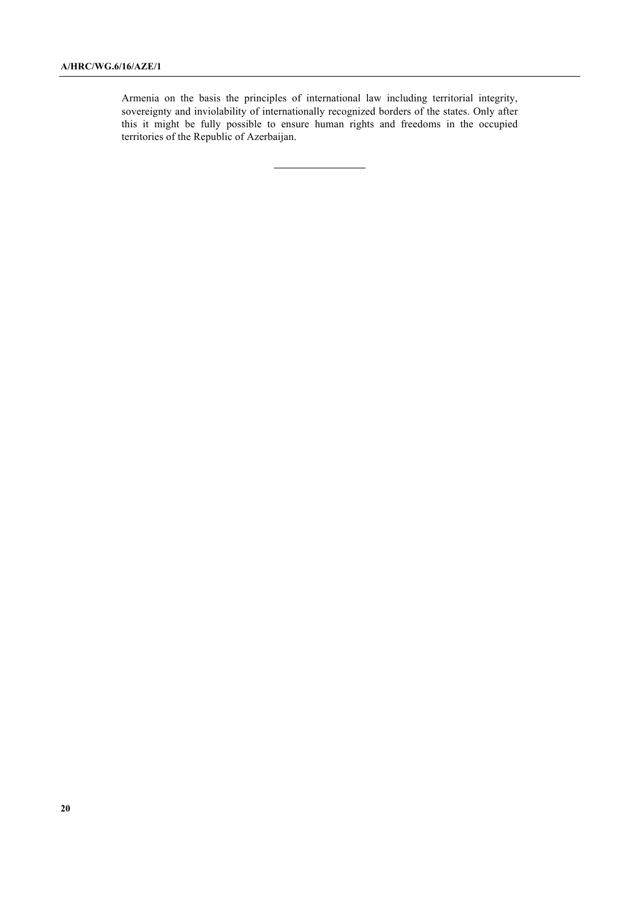Armenia on the basis the principles of international law including territorial integrity, sovereignty and inviolability of internationally recognized borders of the states. Only after this it might be fully possible to ensure human rights and freedoms in the occupied territories of the Republic of Azerbaijan.